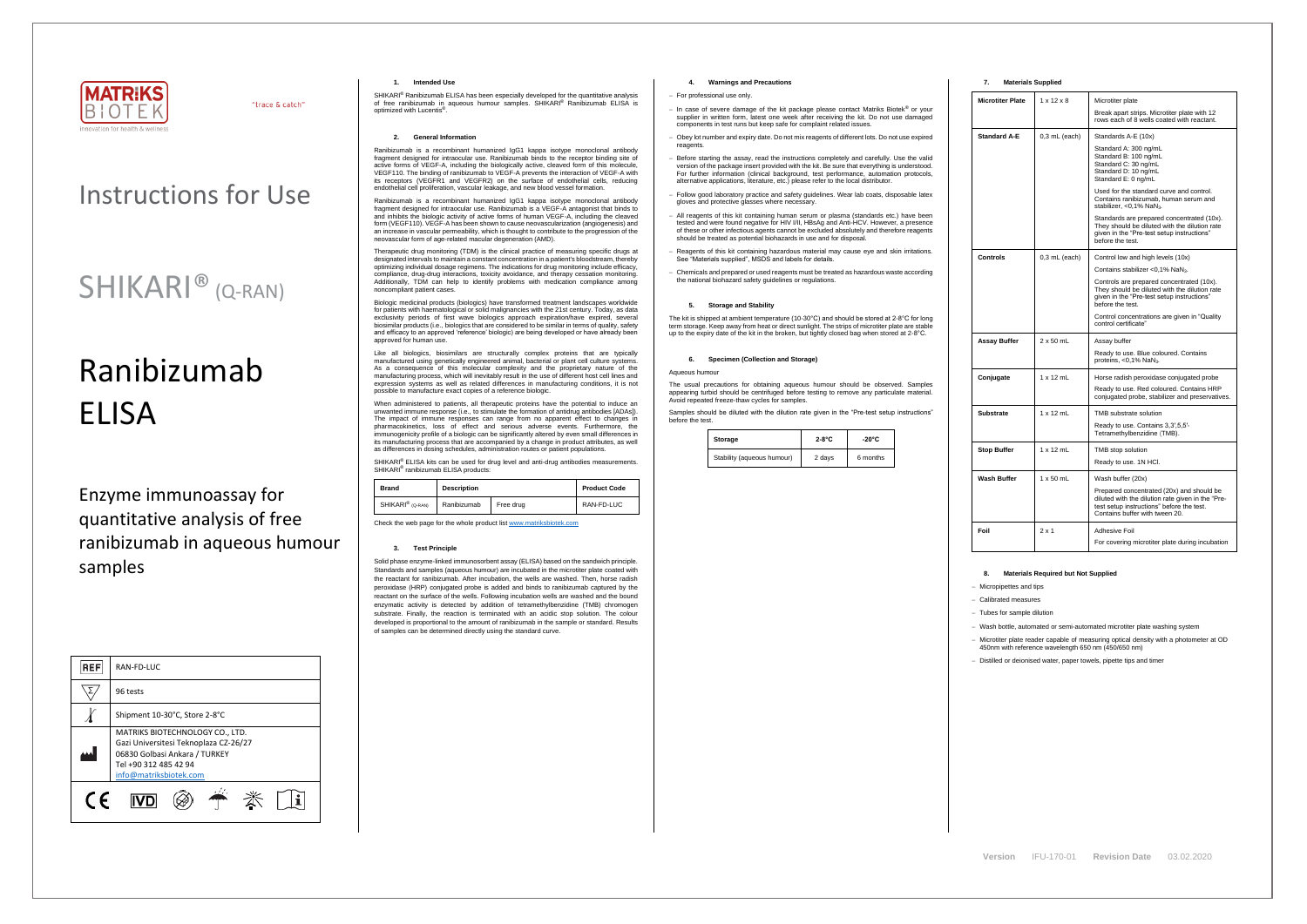MATRIKS BIOTEK

"trace & catch"

innovation for health & wellness

# Instructions for Use

# SHIKARI® (Q-RAN)

# Ranibizumab ELISA

## Enzyme immunoassay for quantitative analysis of free ranibizumab in aqueous humour samples

| REF | RAN-FD-LUC |
|---|---|
| Σ | 96 tests |
| Temperature | Shipment 10-30°C, Store 2-8°C |
| Manufacturer | MATRIKS BIOTECHNOLOGY CO., LTD. Gazi Universitesi Teknoplaza CZ-26/27 06830 Golbasi Ankara / TURKEY Tel +90 312 485 42 94 info@matriksbiotek.com |

CE IVD

### 1. Intended Use

SHIKARI® Ranibizumab ELISA has been especially developed for the quantitative analysis of free ranibizumab in aqueous humour samples. SHIKARI® Ranibizumab ELISA is optimized with Lucentis®.

### 2. General Information

Ranibizumab is a recombinant humanized IgG1 kappa isotype monoclonal antibody fragment designed for intraocular use. Ranibizumab binds to the receptor binding site of active forms of VEGF-A, including the biologically active, cleaved form of this molecule, VEGF110. The binding of ranibizumab to VEGF-A prevents the interaction of VEGF-A with its receptors (VEGFR1 and VEGFR2) on the surface of endothelial cells, reducing endothelial cell proliferation, vascular leakage, and new blood vessel formation.

Ranibizumab is a recombinant humanized IgG1 kappa isotype monoclonal antibody fragment designed for intraocular use. Ranibizumab is a VEGF-A antagonist that binds to and inhibits the biologic activity of active forms of human VEGF-A, including the cleaved form (VEGF110). VEGF-A has been shown to cause neovascularization (angiogenesis) and an increase in vascular permeability, which is thought to contribute to the progression of the neovascular form of age-related macular degeneration (AMD).

Therapeutic drug monitoring (TDM) is the clinical practice of measuring specific drugs at designated intervals to maintain a constant concentration in a patient's bloodstream, thereby optimizing individual dosage regimens. The indications for drug monitoring include efficacy, compliance, drug-drug interactions, toxicity avoidance, and therapy cessation monitoring. Additionally, TDM can help to identify problems with medication compliance among noncompliant patient cases.

Biologic medicinal products (biologics) have transformed treatment landscapes worldwide for patients with haematological or solid malignancies with the 21st century. Today, as data exclusivity periods of first wave biologics approach expiration/have expired, several biosimilar products (i.e., biologics that are considered to be similar in terms of quality, safety and efficacy to an approved 'reference' biologic) are being developed or have already been approved for human use.

Like all biologics, biosimilars are structurally complex proteins that are typically manufactured using genetically engineered animal, bacterial or plant cell culture systems. As a consequence of this molecular complexity and the proprietary nature of the manufacturing process, which will inevitably result in the use of different host cell lines and expression systems as well as related differences in manufacturing conditions, it is not possible to manufacture exact copies of a reference biologic.

When administered to patients, all therapeutic proteins have the potential to induce an unwanted immune response (i.e., to stimulate the formation of antidrug antibodies [ADAs]). The impact of immune responses can range from no apparent effect to changes in pharmacokinetics, loss of effect and serious adverse events. Furthermore, the immunogenicity profile of a biologic can be significantly altered by even small differences in its manufacturing process that are accompanied by a change in product attributes, as well as differences in dosing schedules, administration routes or patient populations.

SHIKARI® ELISA kits can be used for drug level and anti-drug antibodies measurements. SHIKARI® ranibizumab ELISA products:

| Brand | Description | | Product Code |
|---|---|---|---|
| SHIKARI® (Q-RAN) | Ranibizumab | Free drug | RAN-FD-LUC |

Check the web page for the whole product list www.matriksbiotek.com

### 3. Test Principle

Solid phase enzyme-linked immunosorbent assay (ELISA) based on the sandwich principle. Standards and samples (aqueous humour) are incubated in the microtiter plate coated with the reactant for ranibizumab. After incubation, the wells are washed. Then, horse radish peroxidase (HRP) conjugated probe is added and binds to ranibizumab captured by the reactant on the surface of the wells. Following incubation wells are washed and the bound enzymatic activity is detected by addition of tetramethylbenzidine (TMB) chromogen substrate. Finally, the reaction is terminated with an acidic stop solution. The colour developed is proportional to the amount of ranibizumab in the sample or standard. Results of samples can be determined directly using the standard curve.

### 4. Warnings and Precautions

- For professional use only.
- In case of severe damage of the kit package please contact Matriks Biotek® or your supplier in written form, latest one week after receiving the kit. Do not use damaged components in test runs but keep safe for complaint related issues.
- Obey lot number and expiry date. Do not mix reagents of different lots. Do not use expired reagents.
- Before starting the assay, read the instructions completely and carefully. Use the valid version of the package insert provided with the kit. Be sure that everything is understood. For further information (clinical background, test performance, automation protocols, alternative applications, literature, etc.) please refer to the local distributor.
- Follow good laboratory practice and safety guidelines. Wear lab coats, disposable latex gloves and protective glasses where necessary.
- All reagents of this kit containing human serum or plasma (standards etc.) have been tested and were found negative for HIV I/II, HBsAg and Anti-HCV. However, a presence of these or other infectious agents cannot be excluded absolutely and therefore reagents should be treated as potential biohazards in use and for disposal.
- Reagents of this kit containing hazardous material may cause eye and skin irritations. See "Materials supplied", MSDS and labels for details.
- Chemicals and prepared or used reagents must be treated as hazardous waste according the national biohazard safety guidelines or regulations.

### 5. Storage and Stability

The kit is shipped at ambient temperature (10-30°C) and should be stored at 2-8°C for long term storage. Keep away from heat or direct sunlight. The strips of microtiter plate are stable up to the expiry date of the kit in the broken, but tightly closed bag when stored at 2-8°C.

### 6. Specimen (Collection and Storage)

Aqueous humour

The usual precautions for obtaining aqueous humour should be observed. Samples appearing turbid should be centrifuged before testing to remove any particulate material. Avoid repeated freeze-thaw cycles for samples.

Samples should be diluted with the dilution rate given in the "Pre-test setup instructions" before the test.

| Storage | 2-8°C | -20°C |
|---|---|---|
| Stability (aqueous humour) | 2 days | 6 months |

### 7. Materials Supplied

| Microtiter Plate | 1 x 12 x 8 | Microtiter plate<br>Break apart strips. Microtiter plate with 12 rows each of 8 wells coated with reactant. |
|---|---|---|
| Standard A-E | 0,3 mL (each) | Standards A-E (10x)<br>Standard A: 300 ng/mL<br>Standard B: 100 ng/mL<br>Standard C: 30 ng/mL<br>Standard D: 10 ng/mL<br>Standard E: 0 ng/mL<br>Used for the standard curve and control. Contains ranibizumab, human serum and stabilizer, <0,1% $NaN_3$.<br>Standards are prepared concentrated (10x). They should be diluted with the dilution rate given in the "Pre-test setup instructions" before the test. |
| Controls | 0,3 mL (each) | Control low and high levels (10x)<br>Contains stabilizer <0,1% $NaN_3$.<br>Controls are prepared concentrated (10x). They should be diluted with the dilution rate given in the "Pre-test setup instructions" before the test.<br>Control concentrations are given in "Quality control certificate" |
| Assay Buffer | 2 x 50 mL | Assay buffer<br>Ready to use. Blue coloured. Contains proteins, <0,1% $NaN_3$. |
| Conjugate | 1 x 12 mL | Horse radish peroxidase conjugated probe<br>Ready to use. Red coloured. Contains HRP conjugated probe, stabilizer and preservatives. |
| Substrate | 1 x 12 mL | TMB substrate solution<br>Ready to use. Contains 3,3',5,5'-Tetramethylbenzidine (TMB). |
| Stop Buffer | 1 x 12 mL | TMB stop solution<br>Ready to use. 1N HCl. |
| Wash Buffer | 1 x 50 mL | Wash buffer (20x)<br>Prepared concentrated (20x) and should be diluted with the dilution rate given in the "Pre-test setup instructions" before the test. Contains buffer with tween 20. |
| Foil | 2 x 1 | Adhesive Foil<br>For covering microtiter plate during incubation |

### 8. Materials Required but Not Supplied

- Micropipettes and tips
- Calibrated measures
- Tubes for sample dilution
- Wash bottle, automated or semi-automated microtiter plate washing system
- Microtiter plate reader capable of measuring optical density with a photometer at OD 450nm with reference wavelength 650 nm (450/650 nm)
- Distilled or deionised water, paper towels, pipette tips and timer

Version IFU-170-01 Revision Date 03.02.2020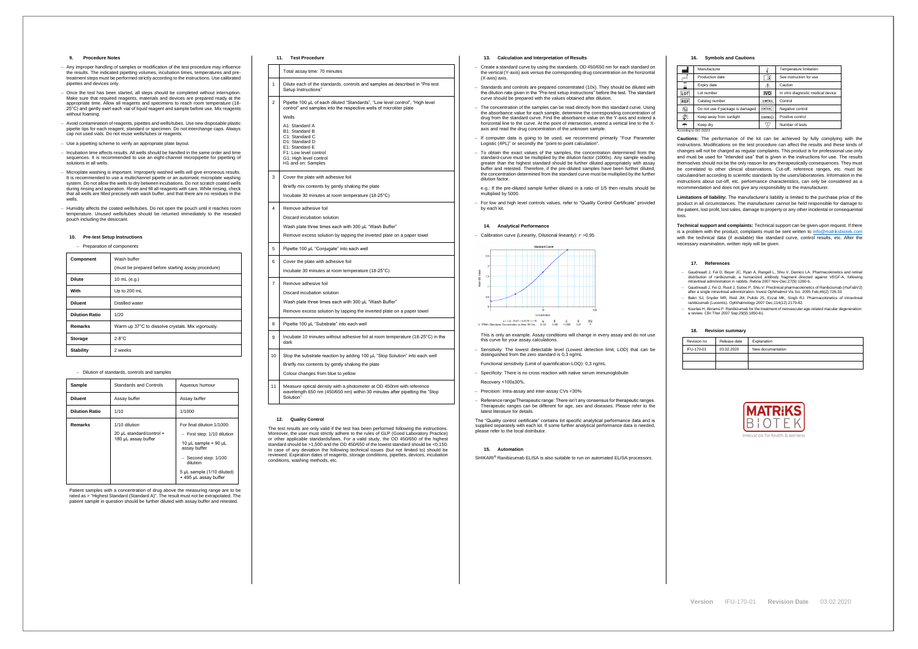## 9. Procedure Notes

- Any improper handling of samples or modification of the test procedure may influence the results. The indicated pipetting volumes, incubation times, temperatures and pre-treatment steps must be performed strictly according to the instructions. Use calibrated pipettes and devices only.
- Once the test has been started, all steps should be completed without interruption. Make sure that required reagents, materials and devices are prepared ready at the appropriate time. Allow all reagents and specimens to reach room temperature (18-25°C) and gently swirl each vial of liquid reagent and sample before use. Mix reagents without foaming.
- Avoid contamination of reagents, pipettes and wells/tubes. Use new disposable plastic pipette tips for each reagent, standard or specimen. Do not interchange caps. Always cap not used vials. Do not reuse wells/tubes or reagents.
- Use a pipetting scheme to verify an appropriate plate layout.
- Incubation time affects results. All wells should be handled in the same order and time sequences. It is recommended to use an eight-channel micropipette for pipetting of solutions in all wells.
- Microplate washing is important. Improperly washed wells will give erroneous results. It is recommended to use a multichannel pipette or an automatic microplate washing system. Do not allow the wells to dry between incubations. Do not scratch coated wells during rinsing and aspiration. Rinse and fill all reagents with care. While rinsing, check that all wells are filled precisely with wash buffer, and that there are no residues in the wells.
- Humidity affects the coated wells/tubes. Do not open the pouch until it reaches room temperature. Unused wells/tubes should be returned immediately to the resealed pouch including the desiccant.

## 10. Pre-test Setup Instructions

- Preparation of components

| Component | Wash buffer (must be prepared before starting assay procedure) |
|---|---|
| **Dilute** | 10 mL (e.g.) |
| **With** | Up to 200 mL |
| **Diluent** | Distilled water |
| **Dilution Ratio** | 1/20 |
| **Remarks** | Warm up 37°C to dissolve crystals. Mix vigorously. |
| **Storage** | 2-8°C |
| **Stability** | 2 weeks |

- Dilution of standards, controls and samples

| Sample | Standards and Controls | Aqueous humour |
|---|---|---|
| **Diluent** | Assay buffer | Assay buffer |
| **Dilution Ratio** | 1/10 | 1/1000 |
| **Remarks** | 1/10 dilution<br>20 µL standard/control + 180 µL assay buffer | For final dilution 1/1000:<br>– First step: 1/10 dilution<br>10 µL sample + 90 µL assay buffer<br>– Second step: 1/100 dilution<br>5 µL sample (1/10 diluted) + 495 µL assay buffer |

Patient samples with a concentration of drug above the measuring range are to be rated as > "Highest Standard (Standard A)". The result must not be extrapolated. The patient sample in question should be further diluted with assay buffer and retested.

## 11. Test Procedure

| | Total assay time: 70 minutes |
|---|---|
| 1 | Dilute each of the standards, controls and samples as described in "Pre-test Setup Instructions" |
| 2 | Pipette 100 µL of each diluted "Standards", "Low level control", "High level control" and samples into the respective wells of microtiter plate<br>Wells<br>A1: Standard A<br>B1: Standard B<br>C1: Standard C<br>D1: Standard D<br>E1: Standard E<br>F1: Low level control<br>G1: High level control<br>H1 and on: Samples |
| 3 | Cover the plate with adhesive foil<br>Briefly mix contents by gently shaking the plate<br>Incubate 30 minutes at room temperature (18-25°C) |
| 4 | Remove adhesive foil<br>Discard incubation solution<br>Wash plate three times each with 300 µL "Wash Buffer"<br>Remove excess solution by tapping the inverted plate on a paper towel |
| 5 | Pipette 100 µL "Conjugate" into each well |
| 6 | Cover the plate with adhesive foil<br>Incubate 30 minutes at room temperature (18-25°C) |
| 7 | Remove adhesive foil<br>Discard incubation solution<br>Wash plate three times each with 300 µL "Wash Buffer"<br>Remove excess solution by tapping the inverted plate on a paper towel |
| 8 | Pipette 100 µL "Substrate" into each well |
| 9 | Incubate 10 minutes without adhesive foil at room temperature (18-25°C) in the dark |
| 10 | Stop the substrate reaction by adding 100 µL "Stop Solution" into each well<br>Briefly mix contents by gently shaking the plate<br>Colour changes from blue to yellow |
| 11 | Measure optical density with a photometer at OD 450nm with reference wavelength 650 nm (450/650 nm) within 30 minutes after pipetting the "Stop Solution" |

## 12. Quality Control

The test results are only valid if the test has been performed following the instructions. Moreover, the user must strictly adhere to the rules of GLP (Good Laboratory Practice) or other applicable standards/laws. For a valid study, the OD 450/650 of the highest standard should be >1,500 and the OD 450/650 of the lowest standard should be <0,150. In case of any deviation the following technical issues (but not limited to) should be reviewed: Expiration dates of reagents, storage conditions, pipettes, devices, incubation conditions, washing methods, etc.

## 13. Calculation and Interpretation of Results

- Create a standard curve by using the standards. OD 450/650 nm for each standard on the vertical (Y-axis) axis versus the corresponding drug concentration on the horizontal (X-axis) axis.
- Standards and controls are prepared concentrated (10x). They should be diluted with the dilution rate given in the "Pre-test setup instructions" before the test. The standard curve should be prepared with the values obtained after dilution.
- The concentration of the samples can be read directly from this standard curve. Using the absorbance value for each sample, determine the corresponding concentration of drug from the standard curve. Find the absorbance value on the Y-axis and extend a horizontal line to the curve. At the point of intersection, extend a vertical line to the X-axis and read the drug concentration of the unknown sample.
- If computer data is going to be used, we recommend primarily "Four Parameter Logistic (4PL)" or secondly the "point-to-point calculation".
- To obtain the exact values of the samples, the concentration determined from the standard-curve must be multiplied by the dilution factor (1000x). Any sample reading greater than the highest standard should be further diluted appropriately with assay buffer and retested. Therefore, if the pre-diluted samples have been further diluted, the concentration determined from the standard curve must be multiplied by the further dilution factor.

e.g.; If the pre-diluted sample further diluted in a ratio of 1/5 then results should be multiplied by 5000.

- For low and high level controls values, refer to "Quality Control Certificate" provided by each kit.

## 14. Analytical Performance

- Calibration curve (Linearity, Dilutional linearity): $r^2$ >0,95

Standard Curve

Mean OD Value

Concentration

2,5
2
1,5
1
0,5
0

1
10
100

y = (A − D)/(1 + (x/C)^B) + D: A 0,143 B 1,560 C 11,083 D 3,47 R² 1

This is only an example. Assay conditions will change in every assay and do not use this curve for your assay calculations.

- Sensitivity: The lowest detectable level (Lowest detection limit, LOD) that can be distinguished from the zero standard is 0,3 ng/mL

Functional sensitivity (Limit of quantification-LOQ): 0,3 ng/mL

- Specificity: There is no cross reaction with native serum immunoglobulin

Recovery <100±30%.

- Precision: Intra-assay and inter-assay CVs <30%
- Reference range/Therapeutic range: There isn't any consensus for therapeutic ranges. Therapeutic ranges can be different for age, sex and diseases. Please refer to the latest literature for details.

The "Quality control certificate" contains lot specific analytical performance data and is supplied separately with each kit. If some further analytical performance data is needed, please refer to the local distributor.

## 15. Automation

SHIKARI® Ranibizumab ELISA is also suitable to run on automated ELISA processors.

## 16. Symbols and Cautions

| | | | |
|---|---|---|---|
| | Manufacturer | | Temperature limitation |
| | Production date | | See instruction for use |
| | Expiry date | | Caution |
| LOT | Lot number | IVD | In vitro diagnostic medical device |
| REF | Catalog number | CONTROL | Control |
| | Do not use if package is damaged | CONTROL − | Negative control |
| | Keep away from sunlight | CONTROL + | Positive control |
| | Keep dry | | Number of tests |

*According to ISO 15223*

**Cautions:** The performance of the kit can be achieved by fully complying with the instructions. Modifications on the test procedure can affect the results and these kinds of changes will not be charged as regular complaints. This product is for professional use only and must be used for "Intended use" that is given in the instructions for use. The results themselves should not be the only reason for any therapeutically consequences. They must be correlated to other clinical observations. Cut-off, reference ranges, etc. must be calculated/set according to scientific standards by the users/laboratories. Information in the instructions about cut-off, etc. performance characteristics, can only be considered as a recommendation and does not give any responsibility to the manufacturer.

**Limitations of liability:** The manufacturer's liability is limited to the purchase price of the product in all circumstances. The manufacturer cannot be held responsible for damage to the patient, lost profit, lost sales, damage to property or any other incidental or consequential loss.

**Technical support and complaints:** Technical support can be given upon request. If there is a problem with the product, complaints must be sent written to info@matriksbiotek.com with the technical data (if available) like standard curve, control results, etc. After the necessary examination, written reply will be given.

## 17. References

- Gaudreault J, Fei D, Beyer JC, Ryan A, Rangell L, Shiu V, Damico LA. Pharmacokinetics and retinal distribution of ranibizumab, a humanized antibody fragment directed against VEGF-A, following intravitreal administration in rabbits. Retina 2007 Nov-Dec;27(9):1260-6.
- Gaudreault J, Fei D, Rusit J, Suboc P, Shiu V: Preclinical pharmacokinetics of Ranibizumab (rhuFabV2) after a single intravitreal administration. Invest Ophthalmol Vis Sci. 2005 Feb;46(2):726-33.
- Bakri SJ, Snyder MR, Reid JM, Pulido JS, Ezzat MK, Singh RJ. Pharmacokinetics of intravitreal ranibizumab (Lucentis). Ophthalmology 2007 Dec;114(12):2179-82.
- Kourlas H, Abrams P. Ranibizumab for the treatment of neovascular age-related macular degeneration: a review. Clin Ther 2007 Sep;29(9):1850-61.

## 18. Revision summary

| Revision no | Release date | Explanation |
|---|---|---|
| IFU-170-01 | 03.02.2020 | New documantation |
| | | |
| | | |

MATRIKS BIOTEK
innovation for health & wellness

**Version** IFU-170-01 **Revision Date** 03.02.2020